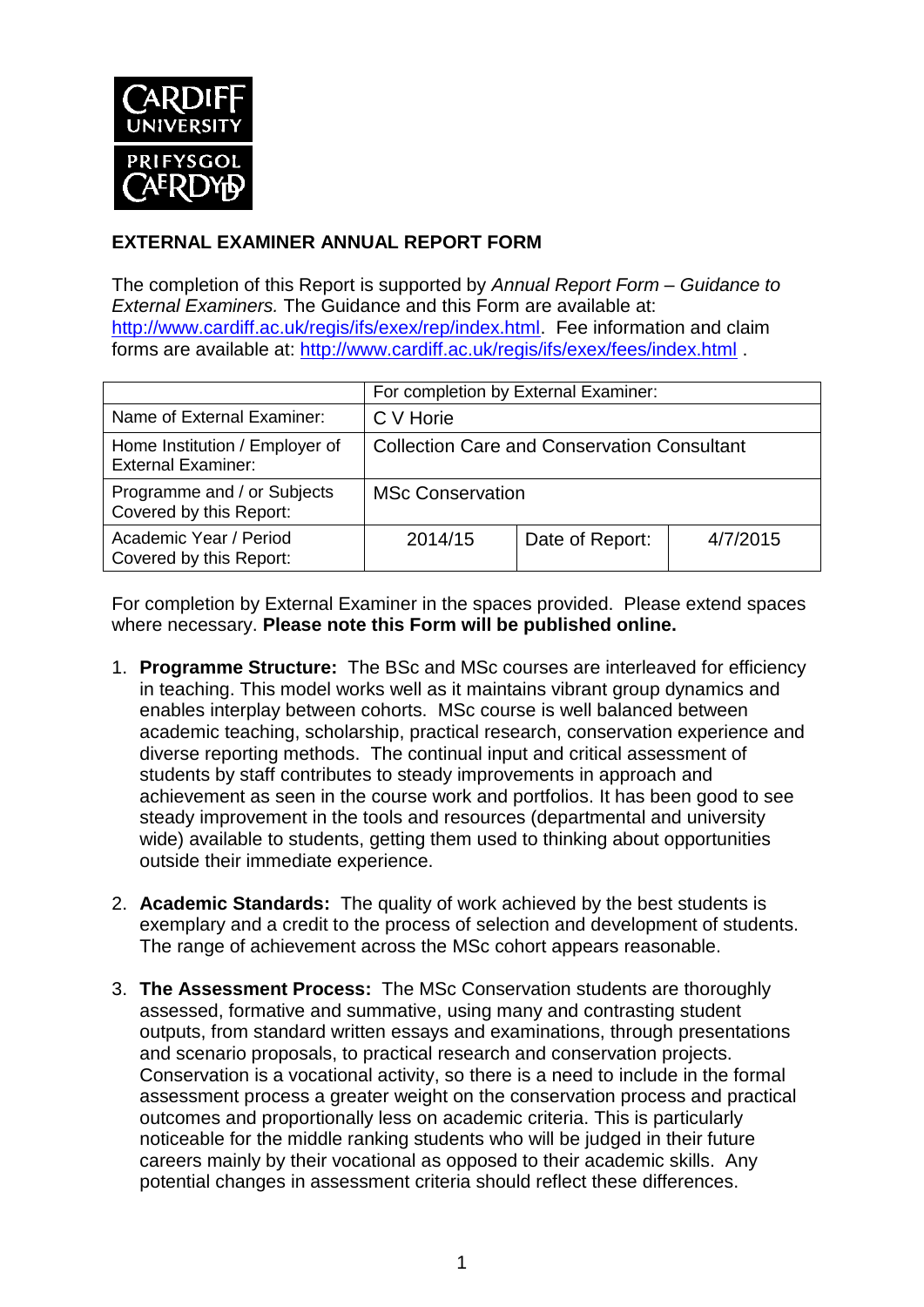CARDIFF UNIVERSITY
PRIFYSGOL CAERDYDD

## EXTERNAL EXAMINER ANNUAL REPORT FORM

The completion of this Report is supported by *Annual Report Form – Guidance to External Examiners.* The Guidance and this Form are available at: http://www.cardiff.ac.uk/regis/ifs/exex/rep/index.html. Fee information and claim forms are available at: http://www.cardiff.ac.uk/regis/ifs/exex/fees/index.html .

| | For completion by External Examiner: | | |
|---|---|---|---|
| Name of External Examiner: | C V Horie | | |
| Home Institution / Employer of External Examiner: | Collection Care and Conservation Consultant | | |
| Programme and / or Subjects Covered by this Report: | MSc Conservation | | |
| Academic Year / Period Covered by this Report: | 2014/15 | Date of Report: | 4/7/2015 |

For completion by External Examiner in the spaces provided. Please extend spaces where necessary. **Please note this Form will be published online.**

1. **Programme Structure:** The BSc and MSc courses are interleaved for efficiency in teaching. This model works well as it maintains vibrant group dynamics and enables interplay between cohorts. MSc course is well balanced between academic teaching, scholarship, practical research, conservation experience and diverse reporting methods. The continual input and critical assessment of students by staff contributes to steady improvements in approach and achievement as seen in the course work and portfolios. It has been good to see steady improvement in the tools and resources (departmental and university wide) available to students, getting them used to thinking about opportunities outside their immediate experience.

2. **Academic Standards:** The quality of work achieved by the best students is exemplary and a credit to the process of selection and development of students. The range of achievement across the MSc cohort appears reasonable.

3. **The Assessment Process:** The MSc Conservation students are thoroughly assessed, formative and summative, using many and contrasting student outputs, from standard written essays and examinations, through presentations and scenario proposals, to practical research and conservation projects. Conservation is a vocational activity, so there is a need to include in the formal assessment process a greater weight on the conservation process and practical outcomes and proportionally less on academic criteria. This is particularly noticeable for the middle ranking students who will be judged in their future careers mainly by their vocational as opposed to their academic skills. Any potential changes in assessment criteria should reflect these differences.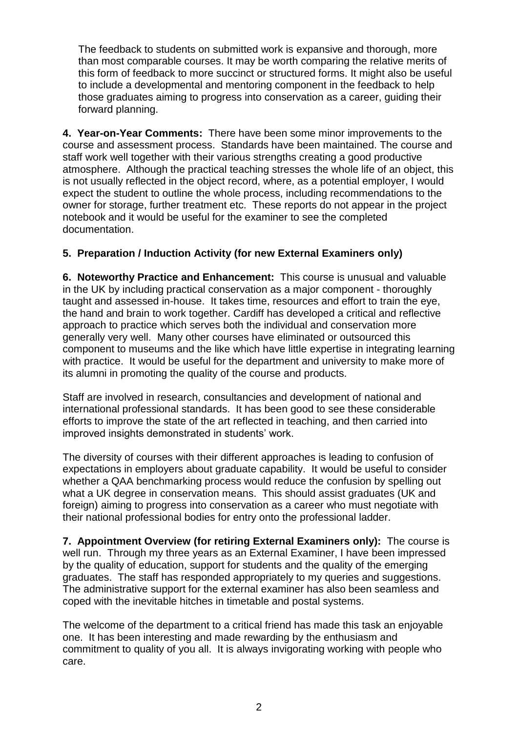The feedback to students on submitted work is expansive and thorough, more than most comparable courses. It may be worth comparing the relative merits of this form of feedback to more succinct or structured forms. It might also be useful to include a developmental and mentoring component in the feedback to help those graduates aiming to progress into conservation as a career, guiding their forward planning.

**4. Year-on-Year Comments:** There have been some minor improvements to the course and assessment process. Standards have been maintained. The course and staff work well together with their various strengths creating a good productive atmosphere. Although the practical teaching stresses the whole life of an object, this is not usually reflected in the object record, where, as a potential employer, I would expect the student to outline the whole process, including recommendations to the owner for storage, further treatment etc. These reports do not appear in the project notebook and it would be useful for the examiner to see the completed documentation.

**5. Preparation / Induction Activity (for new External Examiners only)**

**6. Noteworthy Practice and Enhancement:** This course is unusual and valuable in the UK by including practical conservation as a major component - thoroughly taught and assessed in-house. It takes time, resources and effort to train the eye, the hand and brain to work together. Cardiff has developed a critical and reflective approach to practice which serves both the individual and conservation more generally very well. Many other courses have eliminated or outsourced this component to museums and the like which have little expertise in integrating learning with practice. It would be useful for the department and university to make more of its alumni in promoting the quality of the course and products.

Staff are involved in research, consultancies and development of national and international professional standards. It has been good to see these considerable efforts to improve the state of the art reflected in teaching, and then carried into improved insights demonstrated in students' work.

The diversity of courses with their different approaches is leading to confusion of expectations in employers about graduate capability. It would be useful to consider whether a QAA benchmarking process would reduce the confusion by spelling out what a UK degree in conservation means. This should assist graduates (UK and foreign) aiming to progress into conservation as a career who must negotiate with their national professional bodies for entry onto the professional ladder.

**7. Appointment Overview (for retiring External Examiners only):** The course is well run. Through my three years as an External Examiner, I have been impressed by the quality of education, support for students and the quality of the emerging graduates. The staff has responded appropriately to my queries and suggestions. The administrative support for the external examiner has also been seamless and coped with the inevitable hitches in timetable and postal systems.

The welcome of the department to a critical friend has made this task an enjoyable one. It has been interesting and made rewarding by the enthusiasm and commitment to quality of you all. It is always invigorating working with people who care.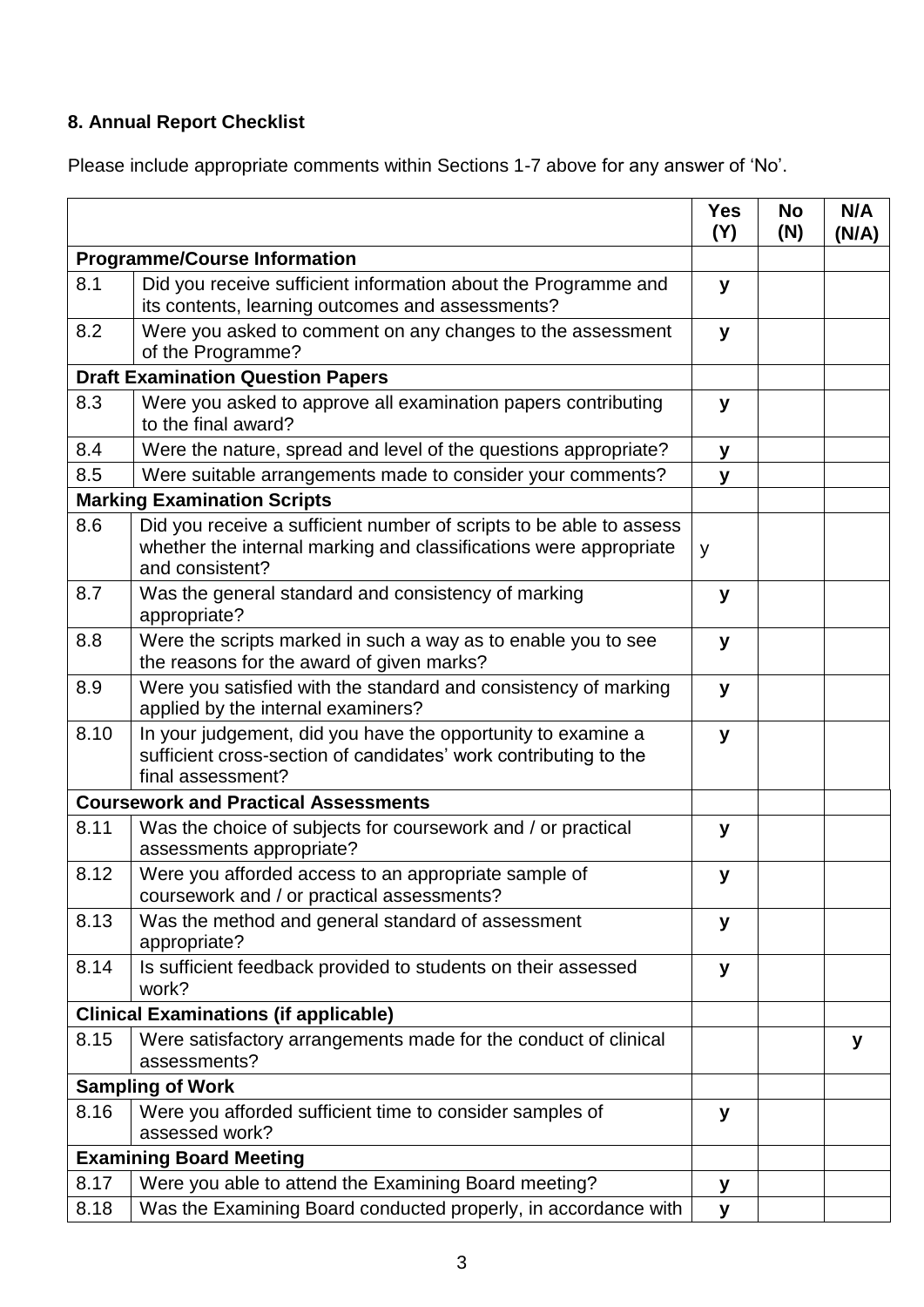### 8. Annual Report Checklist

Please include appropriate comments within Sections 1-7 above for any answer of 'No'.

| | | Yes (Y) | No (N) | N/A (N/A) |
|---|---|---|---|---|
| **Programme/Course Information** | | | | |
| 8.1 | Did you receive sufficient information about the Programme and its contents, learning outcomes and assessments? | **y** | | |
| 8.2 | Were you asked to comment on any changes to the assessment of the Programme? | **y** | | |
| **Draft Examination Question Papers** | | | | |
| 8.3 | Were you asked to approve all examination papers contributing to the final award? | **y** | | |
| 8.4 | Were the nature, spread and level of the questions appropriate? | **y** | | |
| 8.5 | Were suitable arrangements made to consider your comments? | **y** | | |
| **Marking Examination Scripts** | | | | |
| 8.6 | Did you receive a sufficient number of scripts to be able to assess whether the internal marking and classifications were appropriate and consistent? | y | | |
| 8.7 | Was the general standard and consistency of marking appropriate? | **y** | | |
| 8.8 | Were the scripts marked in such a way as to enable you to see the reasons for the award of given marks? | **y** | | |
| 8.9 | Were you satisfied with the standard and consistency of marking applied by the internal examiners? | **y** | | |
| 8.10 | In your judgement, did you have the opportunity to examine a sufficient cross-section of candidates' work contributing to the final assessment? | **y** | | |
| **Coursework and Practical Assessments** | | | | |
| 8.11 | Was the choice of subjects for coursework and / or practical assessments appropriate? | **y** | | |
| 8.12 | Were you afforded access to an appropriate sample of coursework and / or practical assessments? | **y** | | |
| 8.13 | Was the method and general standard of assessment appropriate? | **y** | | |
| 8.14 | Is sufficient feedback provided to students on their assessed work? | **y** | | |
| **Clinical Examinations (if applicable)** | | | | |
| 8.15 | Were satisfactory arrangements made for the conduct of clinical assessments? | | | **y** |
| **Sampling of Work** | | | | |
| 8.16 | Were you afforded sufficient time to consider samples of assessed work? | **y** | | |
| **Examining Board Meeting** | | | | |
| 8.17 | Were you able to attend the Examining Board meeting? | **y** | | |
| 8.18 | Was the Examining Board conducted properly, in accordance with | **y** | | |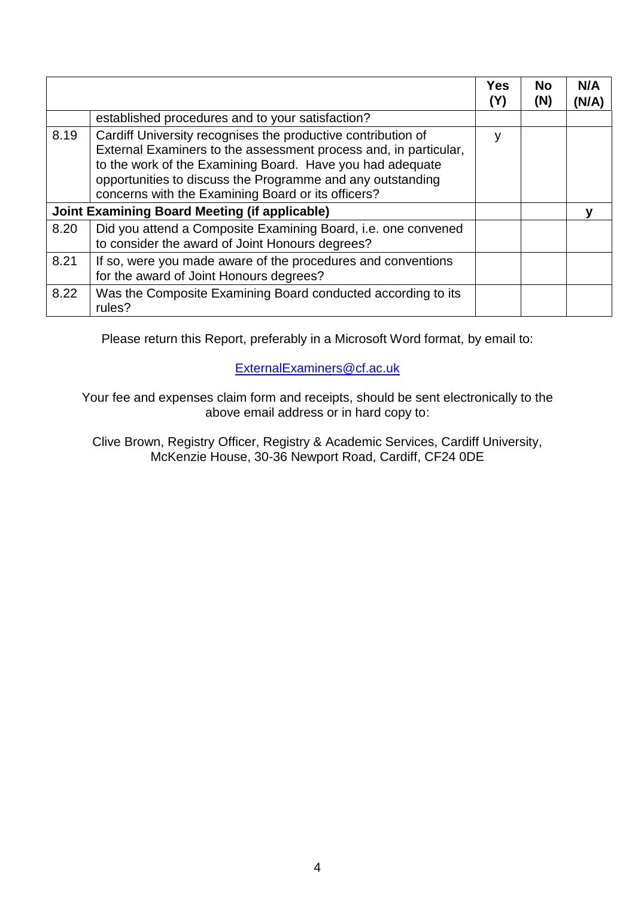| | | Yes (Y) | No (N) | N/A (N/A) |
|---|---|---|---|---|
| | established procedures and to your satisfaction? | | | |
| 8.19 | Cardiff University recognises the productive contribution of External Examiners to the assessment process and, in particular, to the work of the Examining Board. Have you had adequate opportunities to discuss the Programme and any outstanding concerns with the Examining Board or its officers? | y | | |
| **Joint Examining Board Meeting (if applicable)** | | | | y |
| 8.20 | Did you attend a Composite Examining Board, i.e. one convened to consider the award of Joint Honours degrees? | | | |
| 8.21 | If so, were you made aware of the procedures and conventions for the award of Joint Honours degrees? | | | |
| 8.22 | Was the Composite Examining Board conducted according to its rules? | | | |

Please return this Report, preferably in a Microsoft Word format, by email to:

ExternalExaminers@cf.ac.uk

Your fee and expenses claim form and receipts, should be sent electronically to the above email address or in hard copy to:

Clive Brown, Registry Officer, Registry & Academic Services, Cardiff University, McKenzie House, 30-36 Newport Road, Cardiff, CF24 0DE